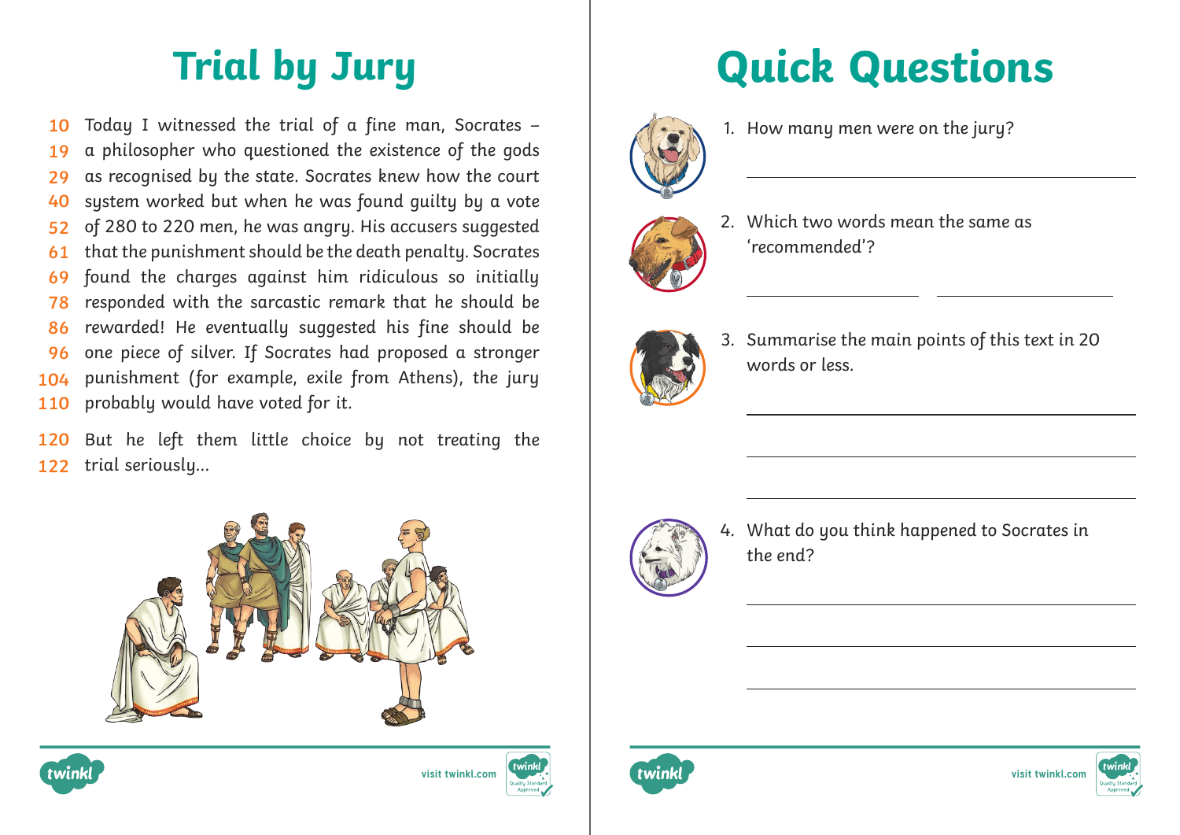# Trial by Jury

10 Today I witnessed the trial of a fine man, Socrates –
19 a philosopher who questioned the existence of the gods
29 as recognised by the state. Socrates knew how the court
40 system worked but when he was found guilty by a vote
52 of 280 to 220 men, he was angry. His accusers suggested
61 that the punishment should be the death penalty. Socrates
69 found the charges against him ridiculous so initially
78 responded with the sarcastic remark that he should be
86 rewarded! He eventually suggested his fine should be
96 one piece of silver. If Socrates had proposed a stronger
104 punishment (for example, exile from Athens), the jury
110 probably would have voted for it.

120 But he left them little choice by not treating the
122 trial seriously...

# Quick Questions

1. How many men were on the jury?

2. Which two words mean the same as 'recommended'?

3. Summarise the main points of this text in 20 words or less.

4. What do you think happened to Socrates in the end?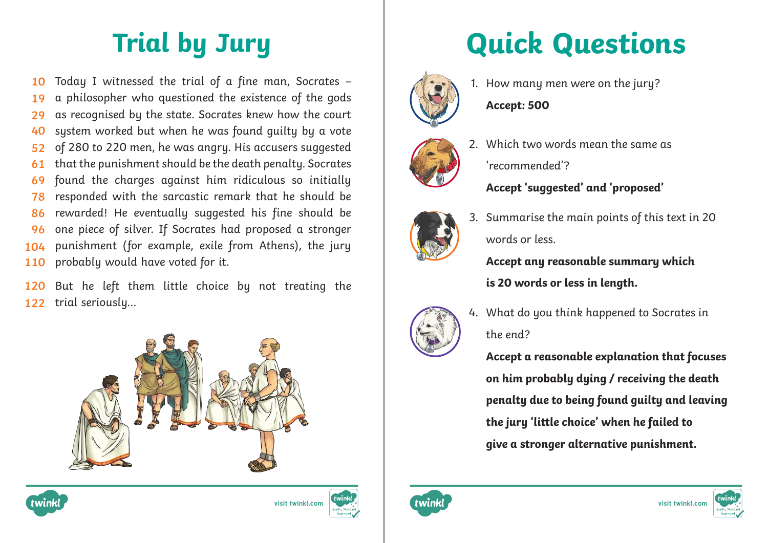# Trial by Jury

10 Today I witnessed the trial of a fine man, Socrates –
19 a philosopher who questioned the existence of the gods
29 as recognised by the state. Socrates knew how the court
40 system worked but when he was found guilty by a vote
52 of 280 to 220 men, he was angry. His accusers suggested
61 that the punishment should be the death penalty. Socrates
69 found the charges against him ridiculous so initially
78 responded with the sarcastic remark that he should be
86 rewarded! He eventually suggested his fine should be
96 one piece of silver. If Socrates had proposed a stronger
104 punishment (for example, exile from Athens), the jury
110 probably would have voted for it.

120 But he left them little choice by not treating the
122 trial seriously...

# Quick Questions

1. How many men were on the jury?

   **Accept: 500**

2. Which two words mean the same as 'recommended'?

   **Accept 'suggested' and 'proposed'**

3. Summarise the main points of this text in 20 words or less.

   **Accept any reasonable summary which is 20 words or less in length.**

4. What do you think happened to Socrates in the end?

   **Accept a reasonable explanation that focuses on him probably dying / receiving the death penalty due to being found guilty and leaving the jury 'little choice' when he failed to give a stronger alternative punishment.**